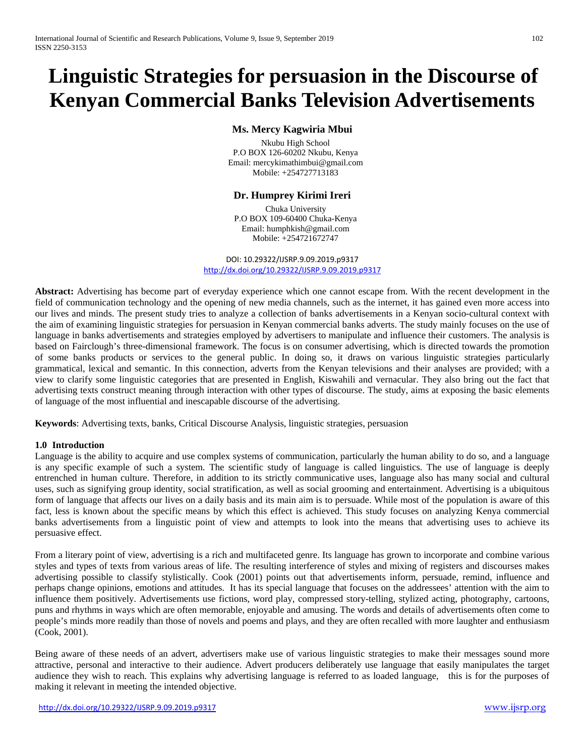# Linguistic Strategies for persuasion in the Discourse of Kenyan Commercial Banks Television Advertisements

**Ms. Mercy Kagwiria Mbui**

Nkubu High School
P.O BOX 126-60202 Nkubu, Kenya
Email: mercykimathimbui@gmail.com
Mobile: +254727713183

**Dr. Humprey Kirimi Ireri**

Chuka University
P.O BOX 109-60400 Chuka-Kenya
Email: humphkish@gmail.com
Mobile: +254721672747

DOI: 10.29322/IJSRP.9.09.2019.p9317
http://dx.doi.org/10.29322/IJSRP.9.09.2019.p9317

**Abstract:** Advertising has become part of everyday experience which one cannot escape from. With the recent development in the field of communication technology and the opening of new media channels, such as the internet, it has gained even more access into our lives and minds. The present study tries to analyze a collection of banks advertisements in a Kenyan socio-cultural context with the aim of examining linguistic strategies for persuasion in Kenyan commercial banks adverts. The study mainly focuses on the use of language in banks advertisements and strategies employed by advertisers to manipulate and influence their customers. The analysis is based on Fairclough's three-dimensional framework. The focus is on consumer advertising, which is directed towards the promotion of some banks products or services to the general public. In doing so, it draws on various linguistic strategies particularly grammatical, lexical and semantic. In this connection, adverts from the Kenyan televisions and their analyses are provided; with a view to clarify some linguistic categories that are presented in English, Kiswahili and vernacular. They also bring out the fact that advertising texts construct meaning through interaction with other types of discourse. The study, aims at exposing the basic elements of language of the most influential and inescapable discourse of the advertising.

**Keywords**: Advertising texts, banks, Critical Discourse Analysis, linguistic strategies, persuasion

## 1.0 Introduction

Language is the ability to acquire and use complex systems of communication, particularly the human ability to do so, and a language is any specific example of such a system. The scientific study of language is called linguistics. The use of language is deeply entrenched in human culture. Therefore, in addition to its strictly communicative uses, language also has many social and cultural uses, such as signifying group identity, social stratification, as well as social grooming and entertainment. Advertising is a ubiquitous form of language that affects our lives on a daily basis and its main aim is to persuade. While most of the population is aware of this fact, less is known about the specific means by which this effect is achieved. This study focuses on analyzing Kenya commercial banks advertisements from a linguistic point of view and attempts to look into the means that advertising uses to achieve its persuasive effect.

From a literary point of view, advertising is a rich and multifaceted genre. Its language has grown to incorporate and combine various styles and types of texts from various areas of life. The resulting interference of styles and mixing of registers and discourses makes advertising possible to classify stylistically. Cook (2001) points out that advertisements inform, persuade, remind, influence and perhaps change opinions, emotions and attitudes. It has its special language that focuses on the addressees' attention with the aim to influence them positively. Advertisements use fictions, word play, compressed story-telling, stylized acting, photography, cartoons, puns and rhythms in ways which are often memorable, enjoyable and amusing. The words and details of advertisements often come to people's minds more readily than those of novels and poems and plays, and they are often recalled with more laughter and enthusiasm (Cook, 2001).

Being aware of these needs of an advert, advertisers make use of various linguistic strategies to make their messages sound more attractive, personal and interactive to their audience. Advert producers deliberately use language that easily manipulates the target audience they wish to reach. This explains why advertising language is referred to as loaded language, this is for the purposes of making it relevant in meeting the intended objective.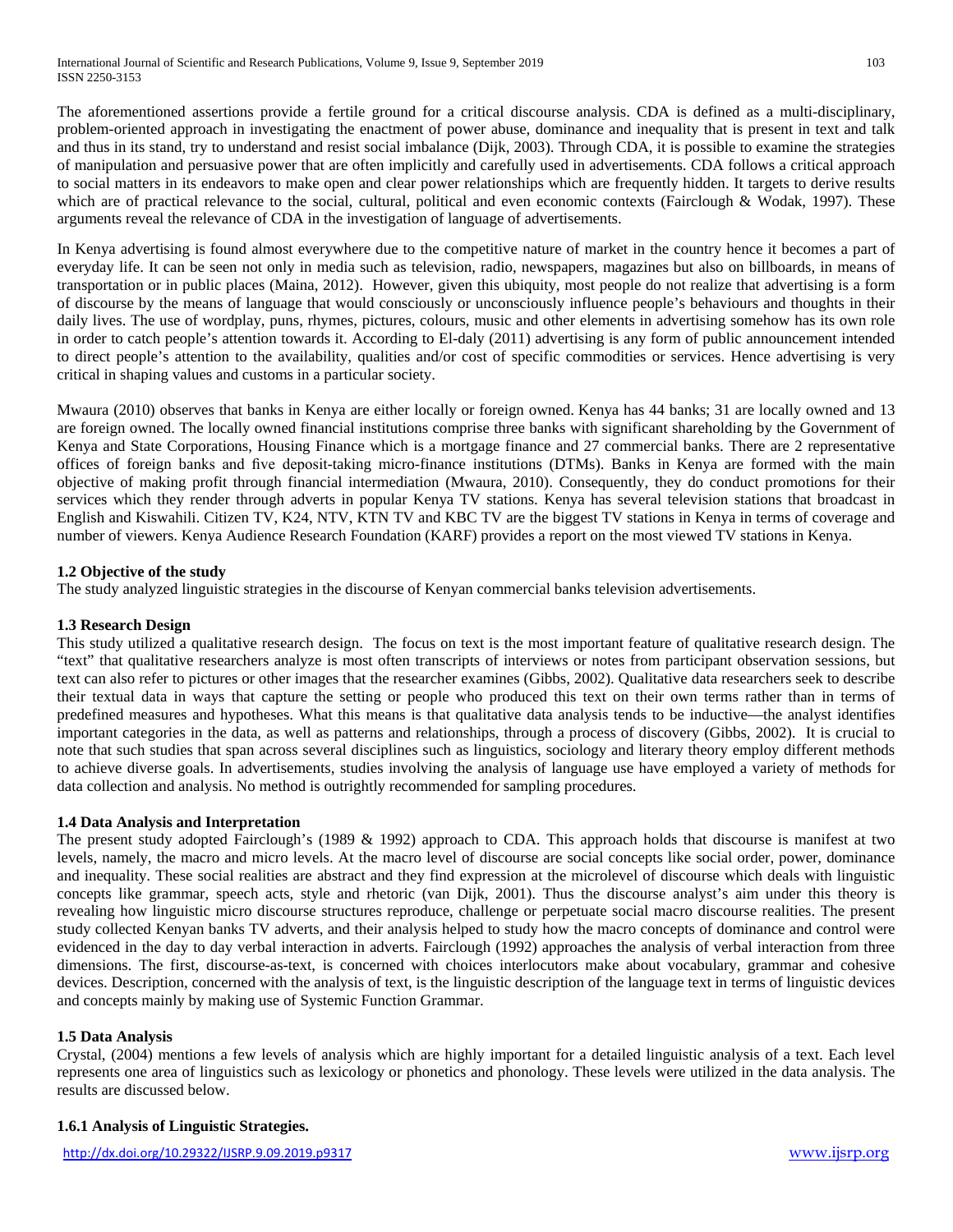The aforementioned assertions provide a fertile ground for a critical discourse analysis. CDA is defined as a multi-disciplinary, problem-oriented approach in investigating the enactment of power abuse, dominance and inequality that is present in text and talk and thus in its stand, try to understand and resist social imbalance (Dijk, 2003). Through CDA, it is possible to examine the strategies of manipulation and persuasive power that are often implicitly and carefully used in advertisements. CDA follows a critical approach to social matters in its endeavors to make open and clear power relationships which are frequently hidden. It targets to derive results which are of practical relevance to the social, cultural, political and even economic contexts (Fairclough & Wodak, 1997). These arguments reveal the relevance of CDA in the investigation of language of advertisements.

In Kenya advertising is found almost everywhere due to the competitive nature of market in the country hence it becomes a part of everyday life. It can be seen not only in media such as television, radio, newspapers, magazines but also on billboards, in means of transportation or in public places (Maina, 2012). However, given this ubiquity, most people do not realize that advertising is a form of discourse by the means of language that would consciously or unconsciously influence people's behaviours and thoughts in their daily lives. The use of wordplay, puns, rhymes, pictures, colours, music and other elements in advertising somehow has its own role in order to catch people's attention towards it. According to El-daly (2011) advertising is any form of public announcement intended to direct people's attention to the availability, qualities and/or cost of specific commodities or services. Hence advertising is very critical in shaping values and customs in a particular society.

Mwaura (2010) observes that banks in Kenya are either locally or foreign owned. Kenya has 44 banks; 31 are locally owned and 13 are foreign owned. The locally owned financial institutions comprise three banks with significant shareholding by the Government of Kenya and State Corporations, Housing Finance which is a mortgage finance and 27 commercial banks. There are 2 representative offices of foreign banks and five deposit-taking micro-finance institutions (DTMs). Banks in Kenya are formed with the main objective of making profit through financial intermediation (Mwaura, 2010). Consequently, they do conduct promotions for their services which they render through adverts in popular Kenya TV stations. Kenya has several television stations that broadcast in English and Kiswahili. Citizen TV, K24, NTV, KTN TV and KBC TV are the biggest TV stations in Kenya in terms of coverage and number of viewers. Kenya Audience Research Foundation (KARF) provides a report on the most viewed TV stations in Kenya.

### 1.2 Objective of the study

The study analyzed linguistic strategies in the discourse of Kenyan commercial banks television advertisements.

### 1.3 Research Design

This study utilized a qualitative research design. The focus on text is the most important feature of qualitative research design. The "text" that qualitative researchers analyze is most often transcripts of interviews or notes from participant observation sessions, but text can also refer to pictures or other images that the researcher examines (Gibbs, 2002). Qualitative data researchers seek to describe their textual data in ways that capture the setting or people who produced this text on their own terms rather than in terms of predefined measures and hypotheses. What this means is that qualitative data analysis tends to be inductive—the analyst identifies important categories in the data, as well as patterns and relationships, through a process of discovery (Gibbs, 2002). It is crucial to note that such studies that span across several disciplines such as linguistics, sociology and literary theory employ different methods to achieve diverse goals. In advertisements, studies involving the analysis of language use have employed a variety of methods for data collection and analysis. No method is outrightly recommended for sampling procedures.

### 1.4 Data Analysis and Interpretation

The present study adopted Fairclough's (1989 & 1992) approach to CDA. This approach holds that discourse is manifest at two levels, namely, the macro and micro levels. At the macro level of discourse are social concepts like social order, power, dominance and inequality. These social realities are abstract and they find expression at the microlevel of discourse which deals with linguistic concepts like grammar, speech acts, style and rhetoric (van Dijk, 2001). Thus the discourse analyst's aim under this theory is revealing how linguistic micro discourse structures reproduce, challenge or perpetuate social macro discourse realities. The present study collected Kenyan banks TV adverts, and their analysis helped to study how the macro concepts of dominance and control were evidenced in the day to day verbal interaction in adverts. Fairclough (1992) approaches the analysis of verbal interaction from three dimensions. The first, discourse-as-text, is concerned with choices interlocutors make about vocabulary, grammar and cohesive devices. Description, concerned with the analysis of text, is the linguistic description of the language text in terms of linguistic devices and concepts mainly by making use of Systemic Function Grammar.

### 1.5 Data Analysis

Crystal, (2004) mentions a few levels of analysis which are highly important for a detailed linguistic analysis of a text. Each level represents one area of linguistics such as lexicology or phonetics and phonology. These levels were utilized in the data analysis. The results are discussed below.

#### 1.6.1 Analysis of Linguistic Strategies.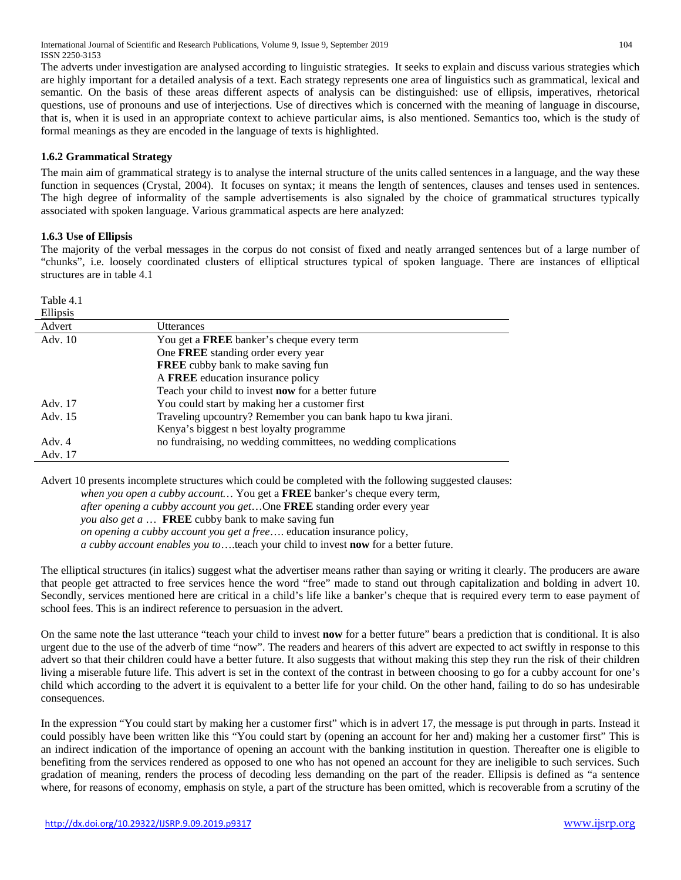The adverts under investigation are analysed according to linguistic strategies. It seeks to explain and discuss various strategies which are highly important for a detailed analysis of a text. Each strategy represents one area of linguistics such as grammatical, lexical and semantic. On the basis of these areas different aspects of analysis can be distinguished: use of ellipsis, imperatives, rhetorical questions, use of pronouns and use of interjections. Use of directives which is concerned with the meaning of language in discourse, that is, when it is used in an appropriate context to achieve particular aims, is also mentioned. Semantics too, which is the study of formal meanings as they are encoded in the language of texts is highlighted.

### 1.6.2 Grammatical Strategy

The main aim of grammatical strategy is to analyse the internal structure of the units called sentences in a language, and the way these function in sequences (Crystal, 2004). It focuses on syntax; it means the length of sentences, clauses and tenses used in sentences. The high degree of informality of the sample advertisements is also signaled by the choice of grammatical structures typically associated with spoken language. Various grammatical aspects are here analyzed:

### 1.6.3 Use of Ellipsis

The majority of the verbal messages in the corpus do not consist of fixed and neatly arranged sentences but of a large number of "chunks", i.e. loosely coordinated clusters of elliptical structures typical of spoken language. There are instances of elliptical structures are in table 4.1

Table 4.1
Ellipsis

| Advert | Utterances |
|---|---|
| Adv. 10 | You get a **FREE** banker's cheque every term |
| | One **FREE** standing order every year |
| | **FREE** cubby bank to make saving fun |
| | A **FREE** education insurance policy |
| | Teach your child to invest **now** for a better future |
| Adv. 17 | You could start by making her a customer first |
| Adv. 15 | Traveling upcountry? Remember you can bank hapo tu kwa jirani. |
| | Kenya's biggest n best loyalty programme |
| Adv. 4 | no fundraising, no wedding committees, no wedding complications |
| Adv. 17 | |

Advert 10 presents incomplete structures which could be completed with the following suggested clauses:

*when you open a cubby account…* You get a **FREE** banker's cheque every term,
*after opening a cubby account you get*…One **FREE** standing order every year
*you also get a* … **FREE** cubby bank to make saving fun
*on opening a cubby account you get a free*…. education insurance policy,
*a cubby account enables you to*….teach your child to invest **now** for a better future.

The elliptical structures (in italics) suggest what the advertiser means rather than saying or writing it clearly. The producers are aware that people get attracted to free services hence the word "free" made to stand out through capitalization and bolding in advert 10. Secondly, services mentioned here are critical in a child's life like a banker's cheque that is required every term to ease payment of school fees. This is an indirect reference to persuasion in the advert.

On the same note the last utterance "teach your child to invest **now** for a better future" bears a prediction that is conditional. It is also urgent due to the use of the adverb of time "now". The readers and hearers of this advert are expected to act swiftly in response to this advert so that their children could have a better future. It also suggests that without making this step they run the risk of their children living a miserable future life. This advert is set in the context of the contrast in between choosing to go for a cubby account for one's child which according to the advert is equivalent to a better life for your child. On the other hand, failing to do so has undesirable consequences.

In the expression "You could start by making her a customer first" which is in advert 17, the message is put through in parts. Instead it could possibly have been written like this "You could start by (opening an account for her and) making her a customer first" This is an indirect indication of the importance of opening an account with the banking institution in question. Thereafter one is eligible to benefiting from the services rendered as opposed to one who has not opened an account for they are ineligible to such services. Such gradation of meaning, renders the process of decoding less demanding on the part of the reader. Ellipsis is defined as "a sentence where, for reasons of economy, emphasis on style, a part of the structure has been omitted, which is recoverable from a scrutiny of the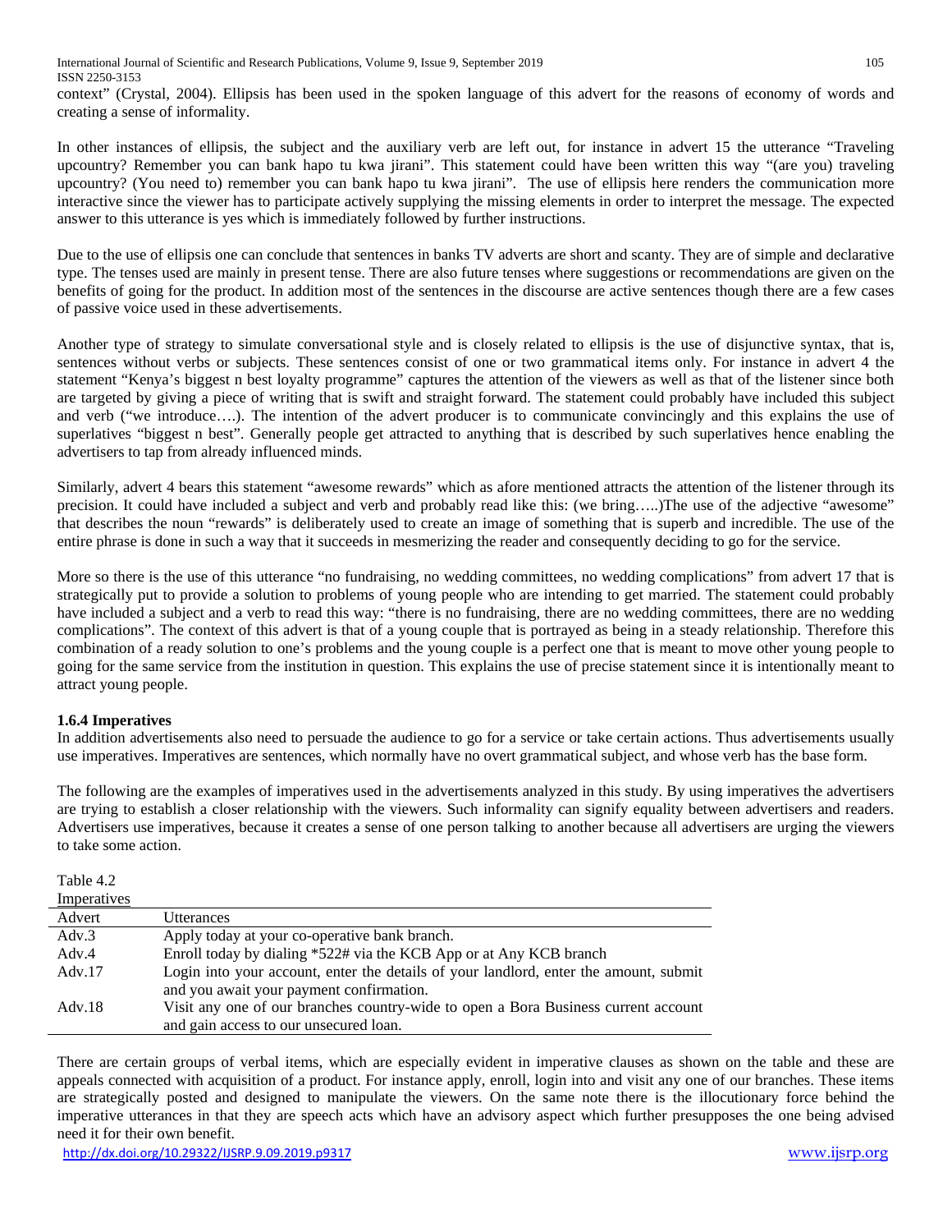context" (Crystal, 2004). Ellipsis has been used in the spoken language of this advert for the reasons of economy of words and creating a sense of informality.

In other instances of ellipsis, the subject and the auxiliary verb are left out, for instance in advert 15 the utterance "Traveling upcountry? Remember you can bank hapo tu kwa jirani". This statement could have been written this way "(are you) traveling upcountry? (You need to) remember you can bank hapo tu kwa jirani". The use of ellipsis here renders the communication more interactive since the viewer has to participate actively supplying the missing elements in order to interpret the message. The expected answer to this utterance is yes which is immediately followed by further instructions.

Due to the use of ellipsis one can conclude that sentences in banks TV adverts are short and scanty. They are of simple and declarative type. The tenses used are mainly in present tense. There are also future tenses where suggestions or recommendations are given on the benefits of going for the product. In addition most of the sentences in the discourse are active sentences though there are a few cases of passive voice used in these advertisements.

Another type of strategy to simulate conversational style and is closely related to ellipsis is the use of disjunctive syntax, that is, sentences without verbs or subjects. These sentences consist of one or two grammatical items only. For instance in advert 4 the statement "Kenya's biggest n best loyalty programme" captures the attention of the viewers as well as that of the listener since both are targeted by giving a piece of writing that is swift and straight forward. The statement could probably have included this subject and verb ("we introduce….). The intention of the advert producer is to communicate convincingly and this explains the use of superlatives "biggest n best". Generally people get attracted to anything that is described by such superlatives hence enabling the advertisers to tap from already influenced minds.

Similarly, advert 4 bears this statement "awesome rewards" which as afore mentioned attracts the attention of the listener through its precision. It could have included a subject and verb and probably read like this: (we bring…..)The use of the adjective "awesome" that describes the noun "rewards" is deliberately used to create an image of something that is superb and incredible. The use of the entire phrase is done in such a way that it succeeds in mesmerizing the reader and consequently deciding to go for the service.

More so there is the use of this utterance "no fundraising, no wedding committees, no wedding complications" from advert 17 that is strategically put to provide a solution to problems of young people who are intending to get married. The statement could probably have included a subject and a verb to read this way: "there is no fundraising, there are no wedding committees, there are no wedding complications". The context of this advert is that of a young couple that is portrayed as being in a steady relationship. Therefore this combination of a ready solution to one's problems and the young couple is a perfect one that is meant to move other young people to going for the same service from the institution in question. This explains the use of precise statement since it is intentionally meant to attract young people.

### 1.6.4 Imperatives

In addition advertisements also need to persuade the audience to go for a service or take certain actions. Thus advertisements usually use imperatives. Imperatives are sentences, which normally have no overt grammatical subject, and whose verb has the base form.

The following are the examples of imperatives used in the advertisements analyzed in this study. By using imperatives the advertisers are trying to establish a closer relationship with the viewers. Such informality can signify equality between advertisers and readers. Advertisers use imperatives, because it creates a sense of one person talking to another because all advertisers are urging the viewers to take some action.

Table 4.2
Imperatives

| Advert | Utterances |
|---|---|
| Adv.3 | Apply today at your co-operative bank branch. |
| Adv.4 | Enroll today by dialing *522# via the KCB App or at Any KCB branch |
| Adv.17 | Login into your account, enter the details of your landlord, enter the amount, submit and you await your payment confirmation. |
| Adv.18 | Visit any one of our branches country-wide to open a Bora Business current account and gain access to our unsecured loan. |

There are certain groups of verbal items, which are especially evident in imperative clauses as shown on the table and these are appeals connected with acquisition of a product. For instance apply, enroll, login into and visit any one of our branches. These items are strategically posted and designed to manipulate the viewers. On the same note there is the illocutionary force behind the imperative utterances in that they are speech acts which have an advisory aspect which further presupposes the one being advised need it for their own benefit.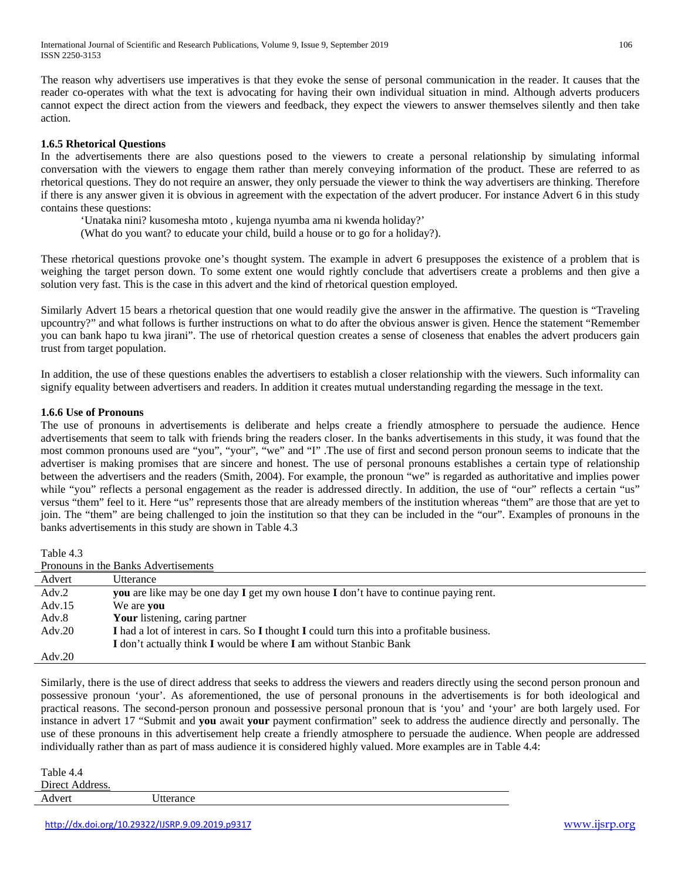The reason why advertisers use imperatives is that they evoke the sense of personal communication in the reader. It causes that the reader co-operates with what the text is advocating for having their own individual situation in mind. Although adverts producers cannot expect the direct action from the viewers and feedback, they expect the viewers to answer themselves silently and then take action.

### 1.6.5 Rhetorical Questions

In the advertisements there are also questions posed to the viewers to create a personal relationship by simulating informal conversation with the viewers to engage them rather than merely conveying information of the product. These are referred to as rhetorical questions. They do not require an answer, they only persuade the viewer to think the way advertisers are thinking. Therefore if there is any answer given it is obvious in agreement with the expectation of the advert producer. For instance Advert 6 in this study contains these questions:

'Unataka nini? kusomesha mtoto , kujenga nyumba ama ni kwenda holiday?'
(What do you want? to educate your child, build a house or to go for a holiday?).

These rhetorical questions provoke one's thought system. The example in advert 6 presupposes the existence of a problem that is weighing the target person down. To some extent one would rightly conclude that advertisers create a problems and then give a solution very fast. This is the case in this advert and the kind of rhetorical question employed.

Similarly Advert 15 bears a rhetorical question that one would readily give the answer in the affirmative. The question is "Traveling upcountry?" and what follows is further instructions on what to do after the obvious answer is given. Hence the statement "Remember you can bank hapo tu kwa jirani". The use of rhetorical question creates a sense of closeness that enables the advert producers gain trust from target population.

In addition, the use of these questions enables the advertisers to establish a closer relationship with the viewers. Such informality can signify equality between advertisers and readers. In addition it creates mutual understanding regarding the message in the text.

### 1.6.6 Use of Pronouns

The use of pronouns in advertisements is deliberate and helps create a friendly atmosphere to persuade the audience. Hence advertisements that seem to talk with friends bring the readers closer. In the banks advertisements in this study, it was found that the most common pronouns used are "you", "your", "we" and "I" .The use of first and second person pronoun seems to indicate that the advertiser is making promises that are sincere and honest. The use of personal pronouns establishes a certain type of relationship between the advertisers and the readers (Smith, 2004). For example, the pronoun "we" is regarded as authoritative and implies power while "you" reflects a personal engagement as the reader is addressed directly. In addition, the use of "our" reflects a certain "us" versus "them" feel to it. Here "us" represents those that are already members of the institution whereas "them" are those that are yet to join. The "them" are being challenged to join the institution so that they can be included in the "our". Examples of pronouns in the banks advertisements in this study are shown in Table 4.3

Table 4.3
Pronouns in the Banks Advertisements

| Advert | Utterance |
|---|---|
| Adv.2 | **you** are like may be one day **I** get my own house **I** don't have to continue paying rent. |
| Adv.15 | We are **you** |
| Adv.8 | **Your** listening, caring partner |
| Adv.20 | **I** had a lot of interest in cars. So **I** thought **I** could turn this into a profitable business. |
| | **I** don't actually think **I** would be where **I** am without Stanbic Bank |
| Adv.20 | |

Similarly, there is the use of direct address that seeks to address the viewers and readers directly using the second person pronoun and possessive pronoun 'your'. As aforementioned, the use of personal pronouns in the advertisements is for both ideological and practical reasons. The second-person pronoun and possessive personal pronoun that is 'you' and 'your' are both largely used. For instance in advert 17 "Submit and **you** await **your** payment confirmation" seek to address the audience directly and personally. The use of these pronouns in this advertisement help create a friendly atmosphere to persuade the audience. When people are addressed individually rather than as part of mass audience it is considered highly valued. More examples are in Table 4.4:

Table 4.4
Direct Address.

| Advert | Utterance |
|---|---|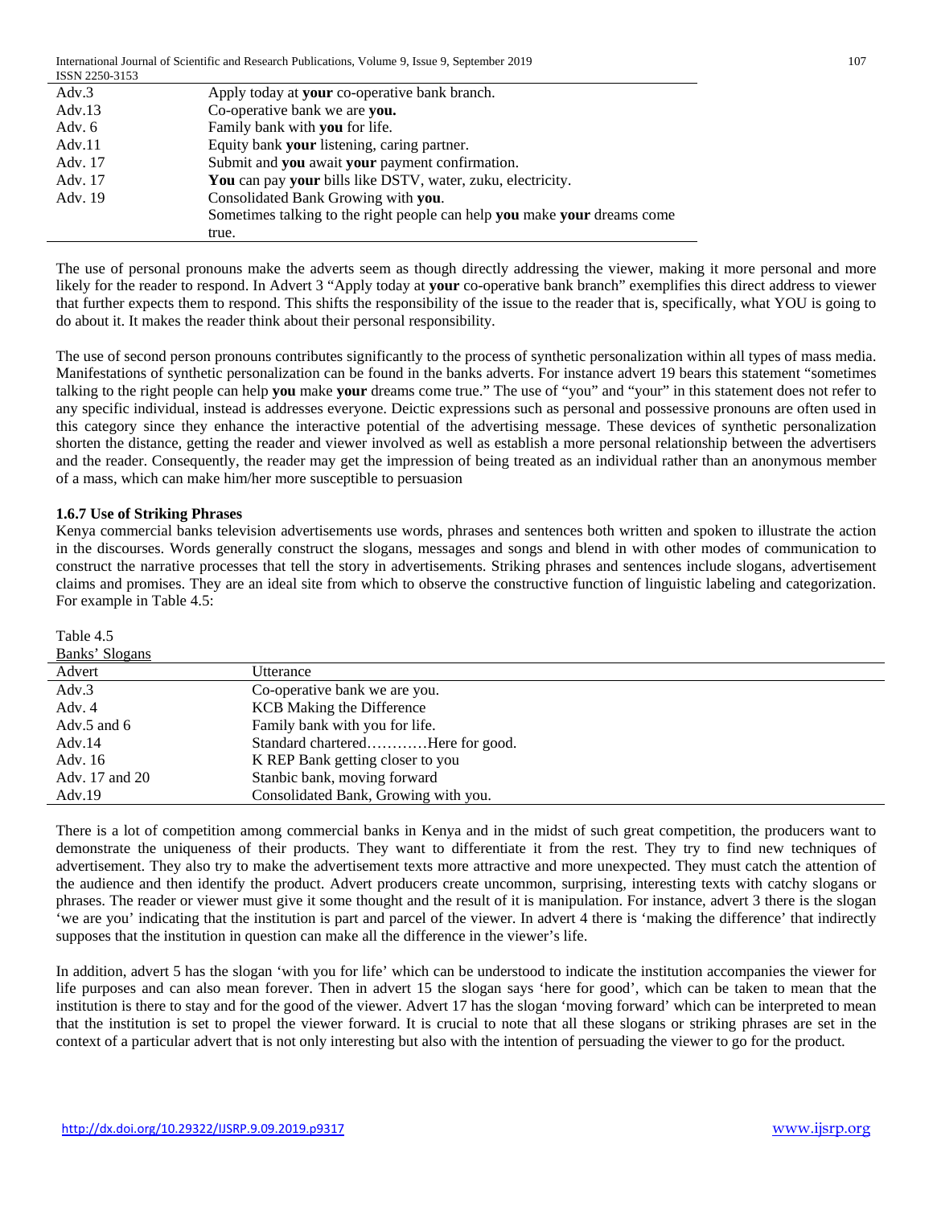| | |
|---|---|
| Adv.3 | Apply today at **your** co-operative bank branch. |
| Adv.13 | Co-operative bank we are **you.** |
| Adv. 6 | Family bank with **you** for life. |
| Adv.11 | Equity bank **your** listening, caring partner. |
| Adv. 17 | Submit and **you** await **your** payment confirmation. |
| Adv. 17 | **You** can pay **your** bills like DSTV, water, zuku, electricity. |
| Adv. 19 | Consolidated Bank Growing with **you**. |
| | Sometimes talking to the right people can help **you** make **your** dreams come true. |

The use of personal pronouns make the adverts seem as though directly addressing the viewer, making it more personal and more likely for the reader to respond. In Advert 3 "Apply today at **your** co-operative bank branch" exemplifies this direct address to viewer that further expects them to respond. This shifts the responsibility of the issue to the reader that is, specifically, what YOU is going to do about it. It makes the reader think about their personal responsibility.

The use of second person pronouns contributes significantly to the process of synthetic personalization within all types of mass media. Manifestations of synthetic personalization can be found in the banks adverts. For instance advert 19 bears this statement "sometimes talking to the right people can help **you** make **your** dreams come true." The use of "you" and "your" in this statement does not refer to any specific individual, instead is addresses everyone. Deictic expressions such as personal and possessive pronouns are often used in this category since they enhance the interactive potential of the advertising message. These devices of synthetic personalization shorten the distance, getting the reader and viewer involved as well as establish a more personal relationship between the advertisers and the reader. Consequently, the reader may get the impression of being treated as an individual rather than an anonymous member of a mass, which can make him/her more susceptible to persuasion

### 1.6.7 Use of Striking Phrases

Kenya commercial banks television advertisements use words, phrases and sentences both written and spoken to illustrate the action in the discourses. Words generally construct the slogans, messages and songs and blend in with other modes of communication to construct the narrative processes that tell the story in advertisements. Striking phrases and sentences include slogans, advertisement claims and promises. They are an ideal site from which to observe the constructive function of linguistic labeling and categorization. For example in Table 4.5:

Table 4.5
Banks' Slogans

| Advert | Utterance |
|---|---|
| Adv.3 | Co-operative bank we are you. |
| Adv. 4 | KCB Making the Difference |
| Adv.5 and 6 | Family bank with you for life. |
| Adv.14 | Standard chartered…………Here for good. |
| Adv. 16 | K REP Bank getting closer to you |
| Adv. 17 and 20 | Stanbic bank, moving forward |
| Adv.19 | Consolidated Bank, Growing with you. |

There is a lot of competition among commercial banks in Kenya and in the midst of such great competition, the producers want to demonstrate the uniqueness of their products. They want to differentiate it from the rest. They try to find new techniques of advertisement. They also try to make the advertisement texts more attractive and more unexpected. They must catch the attention of the audience and then identify the product. Advert producers create uncommon, surprising, interesting texts with catchy slogans or phrases. The reader or viewer must give it some thought and the result of it is manipulation. For instance, advert 3 there is the slogan 'we are you' indicating that the institution is part and parcel of the viewer. In advert 4 there is 'making the difference' that indirectly supposes that the institution in question can make all the difference in the viewer's life.

In addition, advert 5 has the slogan 'with you for life' which can be understood to indicate the institution accompanies the viewer for life purposes and can also mean forever. Then in advert 15 the slogan says 'here for good', which can be taken to mean that the institution is there to stay and for the good of the viewer. Advert 17 has the slogan 'moving forward' which can be interpreted to mean that the institution is set to propel the viewer forward. It is crucial to note that all these slogans or striking phrases are set in the context of a particular advert that is not only interesting but also with the intention of persuading the viewer to go for the product.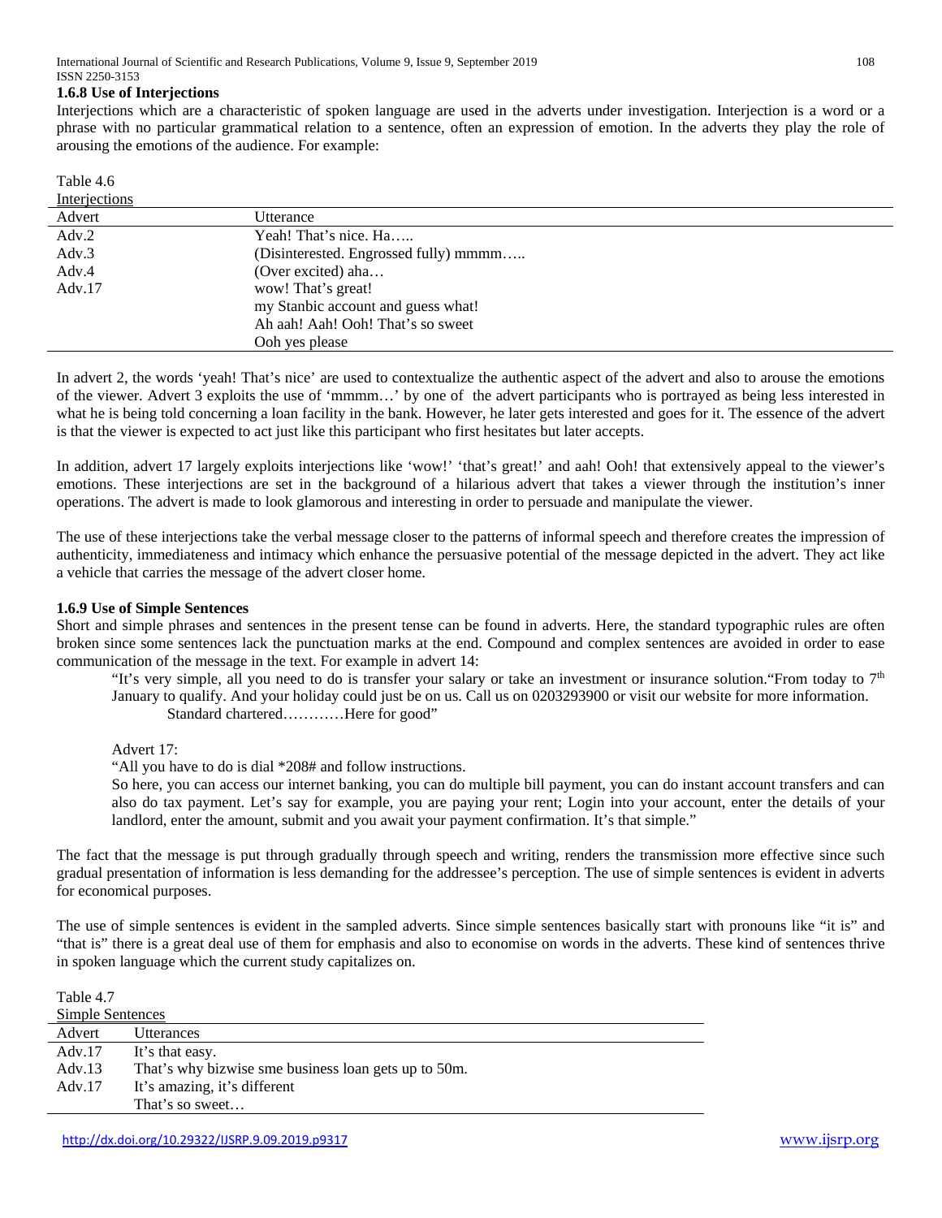### 1.6.8 Use of Interjections

Interjections which are a characteristic of spoken language are used in the adverts under investigation. Interjection is a word or a phrase with no particular grammatical relation to a sentence, often an expression of emotion. In the adverts they play the role of arousing the emotions of the audience. For example:

Table 4.6
Interjections

| Advert | Utterance |
|---|---|
| Adv.2 | Yeah! That's nice. Ha….. |
| Adv.3 | (Disinterested. Engrossed fully) mmmm….. |
| Adv.4 | (Over excited) aha… |
| Adv.17 | wow! That's great! |
| | my Stanbic account and guess what! |
| | Ah aah! Aah! Ooh! That's so sweet |
| | Ooh yes please |

In advert 2, the words 'yeah! That's nice' are used to contextualize the authentic aspect of the advert and also to arouse the emotions of the viewer. Advert 3 exploits the use of 'mmmm…' by one of the advert participants who is portrayed as being less interested in what he is being told concerning a loan facility in the bank. However, he later gets interested and goes for it. The essence of the advert is that the viewer is expected to act just like this participant who first hesitates but later accepts.

In addition, advert 17 largely exploits interjections like 'wow!' 'that's great!' and aah! Ooh! that extensively appeal to the viewer's emotions. These interjections are set in the background of a hilarious advert that takes a viewer through the institution's inner operations. The advert is made to look glamorous and interesting in order to persuade and manipulate the viewer.

The use of these interjections take the verbal message closer to the patterns of informal speech and therefore creates the impression of authenticity, immediateness and intimacy which enhance the persuasive potential of the message depicted in the advert. They act like a vehicle that carries the message of the advert closer home.

### 1.6.9 Use of Simple Sentences

Short and simple phrases and sentences in the present tense can be found in adverts. Here, the standard typographic rules are often broken since some sentences lack the punctuation marks at the end. Compound and complex sentences are avoided in order to ease communication of the message in the text. For example in advert 14:

> "It's very simple, all you need to do is transfer your salary or take an investment or insurance solution."From today to 7th January to qualify. And your holiday could just be on us. Call us on 0203293900 or visit our website for more information.
> Standard chartered…………Here for good"

> Advert 17:
> "All you have to do is dial *208# and follow instructions.
> So here, you can access our internet banking, you can do multiple bill payment, you can do instant account transfers and can also do tax payment. Let's say for example, you are paying your rent; Login into your account, enter the details of your landlord, enter the amount, submit and you await your payment confirmation. It's that simple."

The fact that the message is put through gradually through speech and writing, renders the transmission more effective since such gradual presentation of information is less demanding for the addressee's perception. The use of simple sentences is evident in adverts for economical purposes.

The use of simple sentences is evident in the sampled adverts. Since simple sentences basically start with pronouns like "it is" and "that is" there is a great deal use of them for emphasis and also to economise on words in the adverts. These kind of sentences thrive in spoken language which the current study capitalizes on.

Table 4.7
Simple Sentences

| Advert | Utterances |
|---|---|
| Adv.17 | It's that easy. |
| Adv.13 | That's why bizwise sme business loan gets up to 50m. |
| Adv.17 | It's amazing, it's different |
| | That's so sweet… |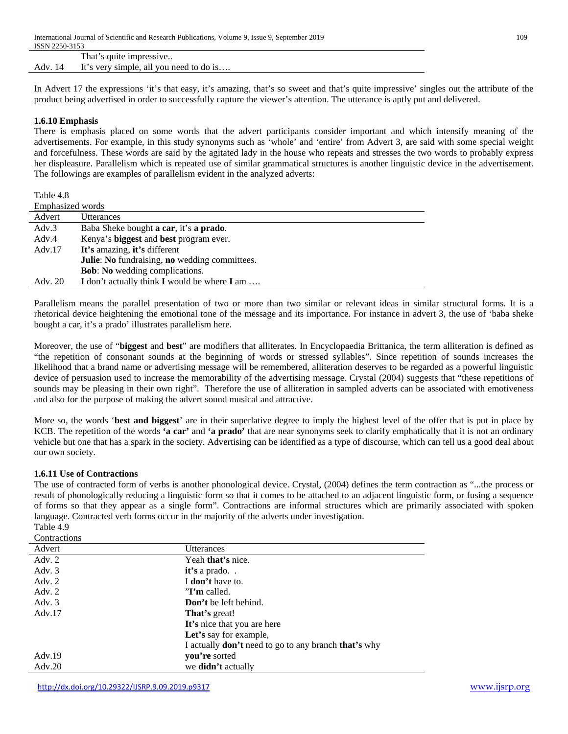| | |
|---|---|
| | That's quite impressive.. |
| Adv. 14 | It's very simple, all you need to do is…. |

In Advert 17 the expressions 'it's that easy, it's amazing, that's so sweet and that's quite impressive' singles out the attribute of the product being advertised in order to successfully capture the viewer's attention. The utterance is aptly put and delivered.

### 1.6.10 Emphasis

There is emphasis placed on some words that the advert participants consider important and which intensify meaning of the advertisements. For example, in this study synonyms such as 'whole' and 'entire' from Advert 3, are said with some special weight and forcefulness. These words are said by the agitated lady in the house who repeats and stresses the two words to probably express her displeasure. Parallelism which is repeated use of similar grammatical structures is another linguistic device in the advertisement. The followings are examples of parallelism evident in the analyzed adverts:

Table 4.8
Emphasized words

| Advert | Utterances |
|---|---|
| Adv.3 | Baba Sheke bought **a car**, it's **a prado**. |
| Adv.4 | Kenya's **biggest** and **best** program ever. |
| Adv.17 | **It's** amazing, **it's** different |
| | **Julie**: **No** fundraising, **no** wedding committees. |
| | **Bob**: **No** wedding complications. |
| Adv. 20 | **I** don't actually think **I** would be where **I** am …. |

Parallelism means the parallel presentation of two or more than two similar or relevant ideas in similar structural forms. It is a rhetorical device heightening the emotional tone of the message and its importance. For instance in advert 3, the use of 'baba sheke bought a car, it's a prado' illustrates parallelism here.

Moreover, the use of "**biggest** and **best**" are modifiers that alliterates. In Encyclopaedia Brittanica, the term alliteration is defined as "the repetition of consonant sounds at the beginning of words or stressed syllables". Since repetition of sounds increases the likelihood that a brand name or advertising message will be remembered, alliteration deserves to be regarded as a powerful linguistic device of persuasion used to increase the memorability of the advertising message. Crystal (2004) suggests that "these repetitions of sounds may be pleasing in their own right". Therefore the use of alliteration in sampled adverts can be associated with emotiveness and also for the purpose of making the advert sound musical and attractive.

More so, the words '**best and biggest**' are in their superlative degree to imply the highest level of the offer that is put in place by KCB. The repetition of the words **'a car'** and **'a prado'** that are near synonyms seek to clarify emphatically that it is not an ordinary vehicle but one that has a spark in the society. Advertising can be identified as a type of discourse, which can tell us a good deal about our own society.

### 1.6.11 Use of Contractions

The use of contracted form of verbs is another phonological device. Crystal, (2004) defines the term contraction as "...the process or result of phonologically reducing a linguistic form so that it comes to be attached to an adjacent linguistic form, or fusing a sequence of forms so that they appear as a single form". Contractions are informal structures which are primarily associated with spoken language. Contracted verb forms occur in the majority of the adverts under investigation.

Table 4.9
Contractions

| Advert | Utterances |
|---|---|
| Adv. 2 | Yeah **that's** nice. |
| Adv. 3 | **it's** a prado. . |
| Adv. 2 | I **don't** have to. |
| Adv. 2 | "**I'm** called. |
| Adv. 3 | **Don't** be left behind. |
| Adv.17 | **That's** great! |
| | **It's** nice that you are here |
| | **Let's** say for example, |
| | I actually **don't** need to go to any branch **that's** why |
| Adv.19 | **you're** sorted |
| Adv.20 | we **didn't** actually |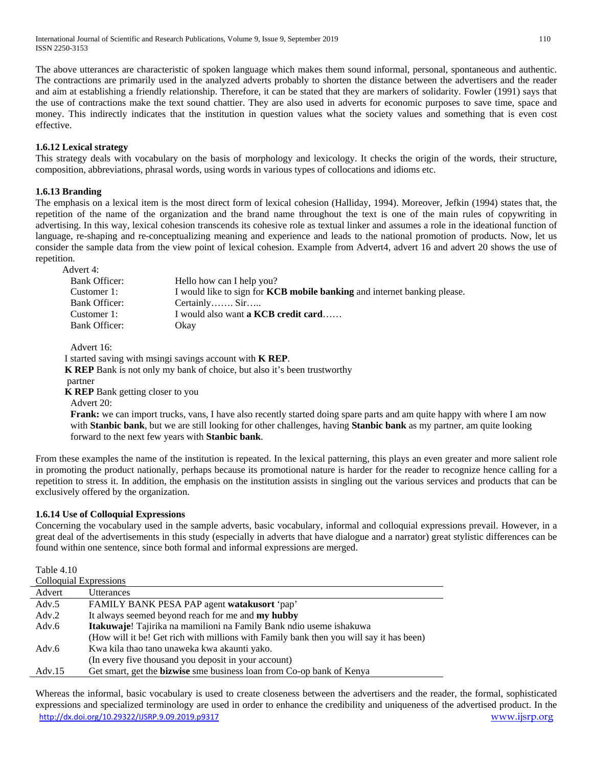The above utterances are characteristic of spoken language which makes them sound informal, personal, spontaneous and authentic. The contractions are primarily used in the analyzed adverts probably to shorten the distance between the advertisers and the reader and aim at establishing a friendly relationship. Therefore, it can be stated that they are markers of solidarity. Fowler (1991) says that the use of contractions make the text sound chattier. They are also used in adverts for economic purposes to save time, space and money. This indirectly indicates that the institution in question values what the society values and something that is even cost effective.

### 1.6.12 Lexical strategy

This strategy deals with vocabulary on the basis of morphology and lexicology. It checks the origin of the words, their structure, composition, abbreviations, phrasal words, using words in various types of collocations and idioms etc.

### 1.6.13 Branding

The emphasis on a lexical item is the most direct form of lexical cohesion (Halliday, 1994). Moreover, Jefkin (1994) states that, the repetition of the name of the organization and the brand name throughout the text is one of the main rules of copywriting in advertising. In this way, lexical cohesion transcends its cohesive role as textual linker and assumes a role in the ideational function of language, re-shaping and re-conceptualizing meaning and experience and leads to the national promotion of products. Now, let us consider the sample data from the view point of lexical cohesion. Example from Advert4, advert 16 and advert 20 shows the use of repetition.

Advert 4:

| | |
|---|---|
| Bank Officer: | Hello how can I help you? |
| Customer 1: | I would like to sign for **KCB mobile banking** and internet banking please. |
| Bank Officer: | Certainly……. Sir….. |
| Customer 1: | I would also want **a KCB credit card**…… |
| Bank Officer: | Okay |

Advert 16:

I started saving with msingi savings account with **K REP**.
**K REP** Bank is not only my bank of choice, but also it's been trustworthy partner
**K REP** Bank getting closer to you

Advert 20:

**Frank:** we can import trucks, vans, I have also recently started doing spare parts and am quite happy with where I am now with **Stanbic bank**, but we are still looking for other challenges, having **Stanbic bank** as my partner, am quite looking forward to the next few years with **Stanbic bank**.

From these examples the name of the institution is repeated. In the lexical patterning, this plays an even greater and more salient role in promoting the product nationally, perhaps because its promotional nature is harder for the reader to recognize hence calling for a repetition to stress it. In addition, the emphasis on the institution assists in singling out the various services and products that can be exclusively offered by the organization.

### 1.6.14 Use of Colloquial Expressions

Concerning the vocabulary used in the sample adverts, basic vocabulary, informal and colloquial expressions prevail. However, in a great deal of the advertisements in this study (especially in adverts that have dialogue and a narrator) great stylistic differences can be found within one sentence, since both formal and informal expressions are merged.

Table 4.10
Colloquial Expressions

| Advert | Utterances |
|---|---|
| Adv.5 | FAMILY BANK PESA PAP agent **watakusort** 'pap' |
| Adv.2 | It always seemed beyond reach for me and **my hubby** |
| Adv.6 | **Itakuwaje**! Tajirika na mamilioni na Family Bank ndio useme ishakuwa<br>(How will it be! Get rich with millions with Family bank then you will say it has been) |
| Adv.6 | Kwa kila thao tano unaweka kwa akaunti yako.<br>(In every five thousand you deposit in your account) |
| Adv.15 | Get smart, get the **bizwise** sme business loan from Co-op bank of Kenya |

Whereas the informal, basic vocabulary is used to create closeness between the advertisers and the reader, the formal, sophisticated expressions and specialized terminology are used in order to enhance the credibility and uniqueness of the advertised product. In the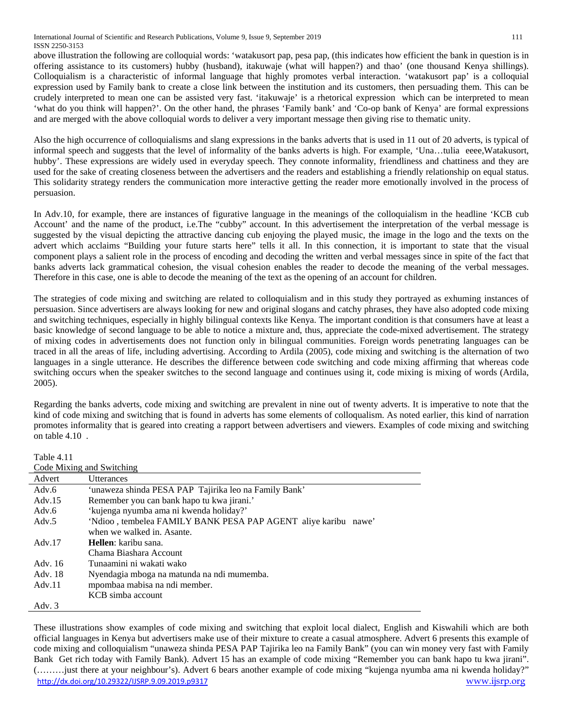above illustration the following are colloquial words: 'watakusort pap, pesa pap, (this indicates how efficient the bank in question is in offering assistance to its customers) hubby (husband), itakuwaje (what will happen?) and thao' (one thousand Kenya shillings). Colloquialism is a characteristic of informal language that highly promotes verbal interaction. 'watakusort pap' is a colloquial expression used by Family bank to create a close link between the institution and its customers, then persuading them. This can be crudely interpreted to mean one can be assisted very fast. 'itakuwaje' is a rhetorical expression which can be interpreted to mean 'what do you think will happen?'. On the other hand, the phrases 'Family bank' and 'Co-op bank of Kenya' are formal expressions and are merged with the above colloquial words to deliver a very important message then giving rise to thematic unity.

Also the high occurrence of colloquialisms and slang expressions in the banks adverts that is used in 11 out of 20 adverts, is typical of informal speech and suggests that the level of informality of the banks adverts is high. For example, 'Una…tulia eeee,Watakusort, hubby'. These expressions are widely used in everyday speech. They connote informality, friendliness and chattiness and they are used for the sake of creating closeness between the advertisers and the readers and establishing a friendly relationship on equal status. This solidarity strategy renders the communication more interactive getting the reader more emotionally involved in the process of persuasion.

In Adv.10, for example, there are instances of figurative language in the meanings of the colloquialism in the headline 'KCB cub Account' and the name of the product, i.e.The "cubby" account. In this advertisement the interpretation of the verbal message is suggested by the visual depicting the attractive dancing cub enjoying the played music, the image in the logo and the texts on the advert which acclaims "Building your future starts here" tells it all. In this connection, it is important to state that the visual component plays a salient role in the process of encoding and decoding the written and verbal messages since in spite of the fact that banks adverts lack grammatical cohesion, the visual cohesion enables the reader to decode the meaning of the verbal messages. Therefore in this case, one is able to decode the meaning of the text as the opening of an account for children.

The strategies of code mixing and switching are related to colloquialism and in this study they portrayed as exhuming instances of persuasion. Since advertisers are always looking for new and original slogans and catchy phrases, they have also adopted code mixing and switching techniques, especially in highly bilingual contexts like Kenya. The important condition is that consumers have at least a basic knowledge of second language to be able to notice a mixture and, thus, appreciate the code-mixed advertisement. The strategy of mixing codes in advertisements does not function only in bilingual communities. Foreign words penetrating languages can be traced in all the areas of life, including advertising. According to Ardila (2005), code mixing and switching is the alternation of two languages in a single utterance. He describes the difference between code switching and code mixing affirming that whereas code switching occurs when the speaker switches to the second language and continues using it, code mixing is mixing of words (Ardila, 2005).

Regarding the banks adverts, code mixing and switching are prevalent in nine out of twenty adverts. It is imperative to note that the kind of code mixing and switching that is found in adverts has some elements of colloqualism. As noted earlier, this kind of narration promotes informality that is geared into creating a rapport between advertisers and viewers. Examples of code mixing and switching on table 4.10 .

Table 4.11
Code Mixing and Switching

| Advert | Utterances |
|---|---|
| Adv.6 | 'unaweza shinda PESA PAP Tajirika leo na Family Bank' |
| Adv.15 | Remember you can bank hapo tu kwa jirani.' |
| Adv.6 | 'kujenga nyumba ama ni kwenda holiday?' |
| Adv.5 | 'Ndioo , tembelea FAMILY BANK PESA PAP AGENT aliye karibu nawe' when we walked in. Asante. |
| Adv.17 | **Hellen**: karibu sana. Chama Biashara Account |
| Adv. 16 | Tunaamini ni wakati wako |
| Adv. 18 | Nyendagia mboga na matunda na ndi mumemba. |
| Adv.11 | mpombaa mabisa na ndi member. KCB simba account |
| Adv. 3 | |

These illustrations show examples of code mixing and switching that exploit local dialect, English and Kiswahili which are both official languages in Kenya but advertisers make use of their mixture to create a casual atmosphere. Advert 6 presents this example of code mixing and colloquialism "unaweza shinda PESA PAP Tajirika leo na Family Bank" (you can win money very fast with Family Bank Get rich today with Family Bank). Advert 15 has an example of code mixing "Remember you can bank hapo tu kwa jirani". (………just there at your neighbour's). Advert 6 bears another example of code mixing "kujenga nyumba ama ni kwenda holiday?"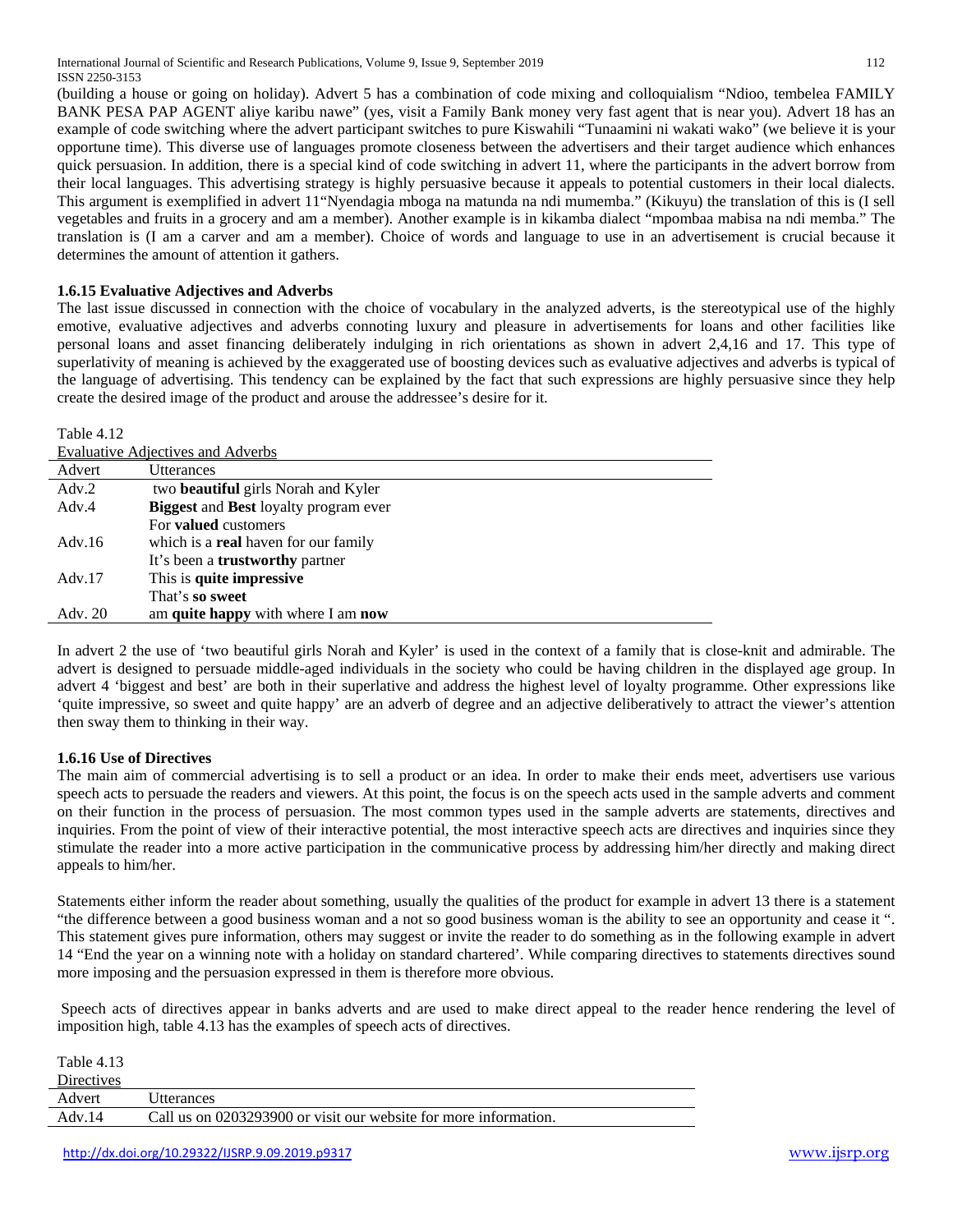(building a house or going on holiday). Advert 5 has a combination of code mixing and colloquialism "Ndioo, tembelea FAMILY BANK PESA PAP AGENT aliye karibu nawe" (yes, visit a Family Bank money very fast agent that is near you). Advert 18 has an example of code switching where the advert participant switches to pure Kiswahili "Tunaamini ni wakati wako" (we believe it is your opportune time). This diverse use of languages promote closeness between the advertisers and their target audience which enhances quick persuasion. In addition, there is a special kind of code switching in advert 11, where the participants in the advert borrow from their local languages. This advertising strategy is highly persuasive because it appeals to potential customers in their local dialects. This argument is exemplified in advert 11"Nyendagia mboga na matunda na ndi mumemba." (Kikuyu) the translation of this is (I sell vegetables and fruits in a grocery and am a member). Another example is in kikamba dialect "mpombaa mabisa na ndi memba." The translation is (I am a carver and am a member). Choice of words and language to use in an advertisement is crucial because it determines the amount of attention it gathers.

### 1.6.15 Evaluative Adjectives and Adverbs

The last issue discussed in connection with the choice of vocabulary in the analyzed adverts, is the stereotypical use of the highly emotive, evaluative adjectives and adverbs connoting luxury and pleasure in advertisements for loans and other facilities like personal loans and asset financing deliberately indulging in rich orientations as shown in advert 2,4,16 and 17. This type of superlativity of meaning is achieved by the exaggerated use of boosting devices such as evaluative adjectives and adverbs is typical of the language of advertising. This tendency can be explained by the fact that such expressions are highly persuasive since they help create the desired image of the product and arouse the addressee's desire for it.

Table 4.12

Evaluative Adjectives and Adverbs

| Advert | Utterances |
|---|---|
| Adv.2 | two **beautiful** girls Norah and Kyler |
| Adv.4 | **Biggest** and **Best** loyalty program ever |
| | For **valued** customers |
| Adv.16 | which is a **real** haven for our family |
| | It's been a **trustworthy** partner |
| Adv.17 | This is **quite impressive** |
| | That's **so sweet** |
| Adv. 20 | am **quite happy** with where I am **now** |

In advert 2 the use of 'two beautiful girls Norah and Kyler' is used in the context of a family that is close-knit and admirable. The advert is designed to persuade middle-aged individuals in the society who could be having children in the displayed age group. In advert 4 'biggest and best' are both in their superlative and address the highest level of loyalty programme. Other expressions like 'quite impressive, so sweet and quite happy' are an adverb of degree and an adjective deliberatively to attract the viewer's attention then sway them to thinking in their way.

### 1.6.16 Use of Directives

The main aim of commercial advertising is to sell a product or an idea. In order to make their ends meet, advertisers use various speech acts to persuade the readers and viewers. At this point, the focus is on the speech acts used in the sample adverts and comment on their function in the process of persuasion. The most common types used in the sample adverts are statements, directives and inquiries. From the point of view of their interactive potential, the most interactive speech acts are directives and inquiries since they stimulate the reader into a more active participation in the communicative process by addressing him/her directly and making direct appeals to him/her.

Statements either inform the reader about something, usually the qualities of the product for example in advert 13 there is a statement "the difference between a good business woman and a not so good business woman is the ability to see an opportunity and cease it ". This statement gives pure information, others may suggest or invite the reader to do something as in the following example in advert 14 "End the year on a winning note with a holiday on standard chartered'. While comparing directives to statements directives sound more imposing and the persuasion expressed in them is therefore more obvious.

Speech acts of directives appear in banks adverts and are used to make direct appeal to the reader hence rendering the level of imposition high, table 4.13 has the examples of speech acts of directives.

Table 4.13

Directives

| Advert | Utterances |
|---|---|
| Adv.14 | Call us on 0203293900 or visit our website for more information. |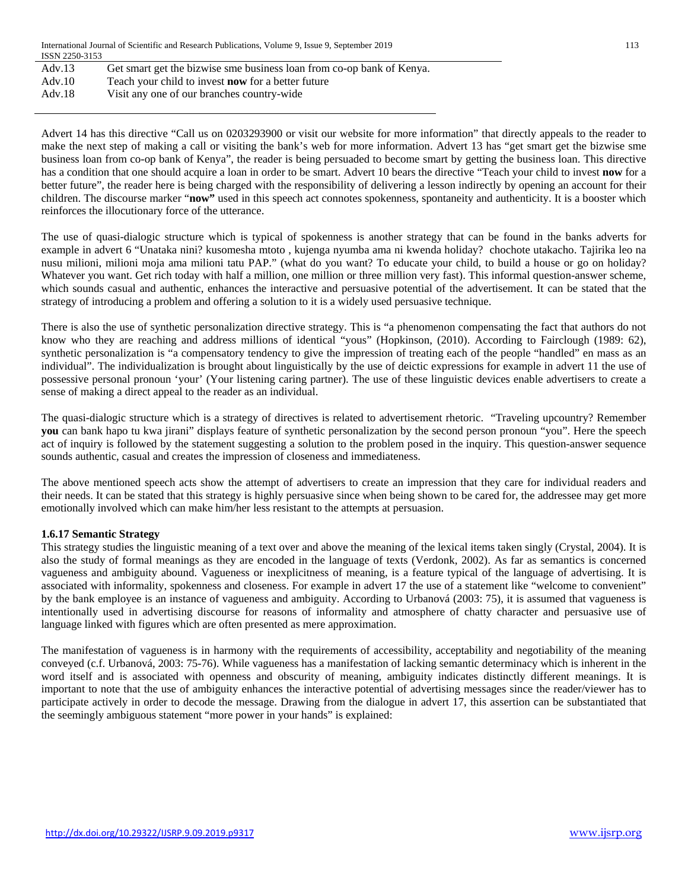| | |
|---|---|
| Adv.13 | Get smart get the bizwise sme business loan from co-op bank of Kenya. |
| Adv.10 | Teach your child to invest **now** for a better future |
| Adv.18 | Visit any one of our branches country-wide |

Advert 14 has this directive "Call us on 0203293900 or visit our website for more information" that directly appeals to the reader to make the next step of making a call or visiting the bank's web for more information. Advert 13 has "get smart get the bizwise sme business loan from co-op bank of Kenya", the reader is being persuaded to become smart by getting the business loan. This directive has a condition that one should acquire a loan in order to be smart. Advert 10 bears the directive "Teach your child to invest **now** for a better future", the reader here is being charged with the responsibility of delivering a lesson indirectly by opening an account for their children. The discourse marker "**now"** used in this speech act connotes spokenness, spontaneity and authenticity. It is a booster which reinforces the illocutionary force of the utterance.

The use of quasi-dialogic structure which is typical of spokenness is another strategy that can be found in the banks adverts for example in advert 6 "Unataka nini? kusomesha mtoto , kujenga nyumba ama ni kwenda holiday? chochote utakacho. Tajirika leo na nusu milioni, milioni moja ama milioni tatu PAP." (what do you want? To educate your child, to build a house or go on holiday? Whatever you want. Get rich today with half a million, one million or three million very fast). This informal question-answer scheme, which sounds casual and authentic, enhances the interactive and persuasive potential of the advertisement. It can be stated that the strategy of introducing a problem and offering a solution to it is a widely used persuasive technique.

There is also the use of synthetic personalization directive strategy. This is "a phenomenon compensating the fact that authors do not know who they are reaching and address millions of identical "yous" (Hopkinson, (2010). According to Fairclough (1989: 62), synthetic personalization is "a compensatory tendency to give the impression of treating each of the people "handled" en mass as an individual". The individualization is brought about linguistically by the use of deictic expressions for example in advert 11 the use of possessive personal pronoun 'your' (Your listening caring partner). The use of these linguistic devices enable advertisers to create a sense of making a direct appeal to the reader as an individual.

The quasi-dialogic structure which is a strategy of directives is related to advertisement rhetoric. "Traveling upcountry? Remember **you** can bank hapo tu kwa jirani" displays feature of synthetic personalization by the second person pronoun "you". Here the speech act of inquiry is followed by the statement suggesting a solution to the problem posed in the inquiry. This question-answer sequence sounds authentic, casual and creates the impression of closeness and immediateness.

The above mentioned speech acts show the attempt of advertisers to create an impression that they care for individual readers and their needs. It can be stated that this strategy is highly persuasive since when being shown to be cared for, the addressee may get more emotionally involved which can make him/her less resistant to the attempts at persuasion.

#### 1.6.17 Semantic Strategy

This strategy studies the linguistic meaning of a text over and above the meaning of the lexical items taken singly (Crystal, 2004). It is also the study of formal meanings as they are encoded in the language of texts (Verdonk, 2002). As far as semantics is concerned vagueness and ambiguity abound. Vagueness or inexplicitness of meaning, is a feature typical of the language of advertising. It is associated with informality, spokenness and closeness. For example in advert 17 the use of a statement like "welcome to convenient" by the bank employee is an instance of vagueness and ambiguity. According to Urbanová (2003: 75), it is assumed that vagueness is intentionally used in advertising discourse for reasons of informality and atmosphere of chatty character and persuasive use of language linked with figures which are often presented as mere approximation.

The manifestation of vagueness is in harmony with the requirements of accessibility, acceptability and negotiability of the meaning conveyed (c.f. Urbanová, 2003: 75-76). While vagueness has a manifestation of lacking semantic determinacy which is inherent in the word itself and is associated with openness and obscurity of meaning, ambiguity indicates distinctly different meanings. It is important to note that the use of ambiguity enhances the interactive potential of advertising messages since the reader/viewer has to participate actively in order to decode the message. Drawing from the dialogue in advert 17, this assertion can be substantiated that the seemingly ambiguous statement "more power in your hands" is explained: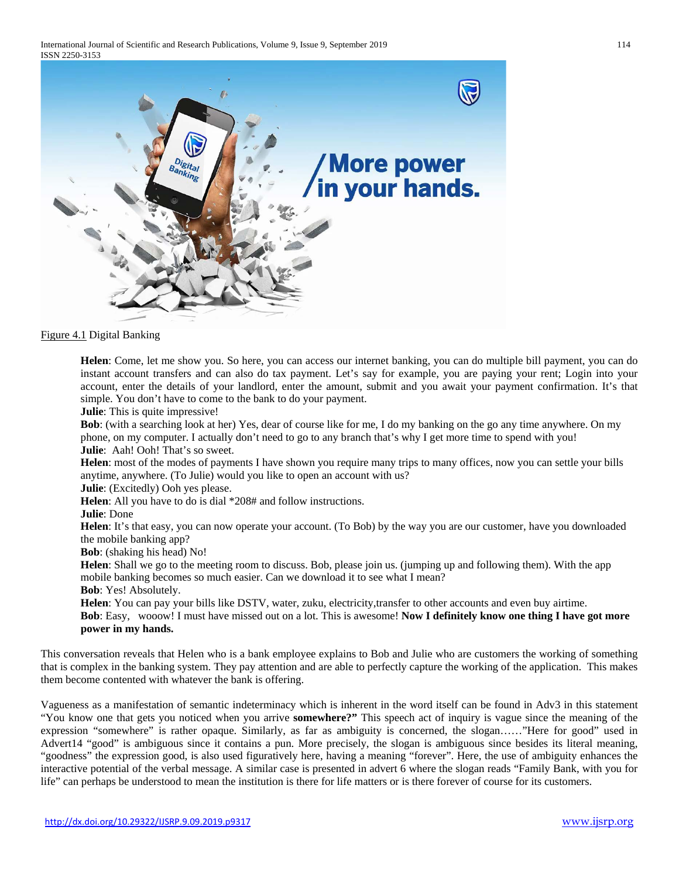Figure 4.1 Digital Banking

**Helen**: Come, let me show you. So here, you can access our internet banking, you can do multiple bill payment, you can do instant account transfers and can also do tax payment. Let's say for example, you are paying your rent; Login into your account, enter the details of your landlord, enter the amount, submit and you await your payment confirmation. It's that simple. You don't have to come to the bank to do your payment.
**Julie**: This is quite impressive!
**Bob**: (with a searching look at her) Yes, dear of course like for me, I do my banking on the go any time anywhere. On my phone, on my computer. I actually don't need to go to any branch that's why I get more time to spend with you!
**Julie**: Aah! Ooh! That's so sweet.
**Helen**: most of the modes of payments I have shown you require many trips to many offices, now you can settle your bills anytime, anywhere. (To Julie) would you like to open an account with us?
**Julie**: (Excitedly) Ooh yes please.
**Helen**: All you have to do is dial *208# and follow instructions.
**Julie**: Done
**Helen**: It's that easy, you can now operate your account. (To Bob) by the way you are our customer, have you downloaded the mobile banking app?
**Bob**: (shaking his head) No!
**Helen**: Shall we go to the meeting room to discuss. Bob, please join us. (jumping up and following them). With the app mobile banking becomes so much easier. Can we download it to see what I mean?
**Bob**: Yes! Absolutely.
**Helen**: You can pay your bills like DSTV, water, zuku, electricity,transfer to other accounts and even buy airtime.
**Bob**: Easy, wooow! I must have missed out on a lot. This is awesome! **Now I definitely know one thing I have got more power in my hands.**

This conversation reveals that Helen who is a bank employee explains to Bob and Julie who are customers the working of something that is complex in the banking system. They pay attention and are able to perfectly capture the working of the application. This makes them become contented with whatever the bank is offering.

Vagueness as a manifestation of semantic indeterminacy which is inherent in the word itself can be found in Adv3 in this statement "You know one that gets you noticed when you arrive **somewhere?"** This speech act of inquiry is vague since the meaning of the expression "somewhere" is rather opaque. Similarly, as far as ambiguity is concerned, the slogan……"Here for good" used in Advert14 "good" is ambiguous since it contains a pun. More precisely, the slogan is ambiguous since besides its literal meaning, "goodness" the expression good, is also used figuratively here, having a meaning "forever". Here, the use of ambiguity enhances the interactive potential of the verbal message. A similar case is presented in advert 6 where the slogan reads "Family Bank, with you for life" can perhaps be understood to mean the institution is there for life matters or is there forever of course for its customers.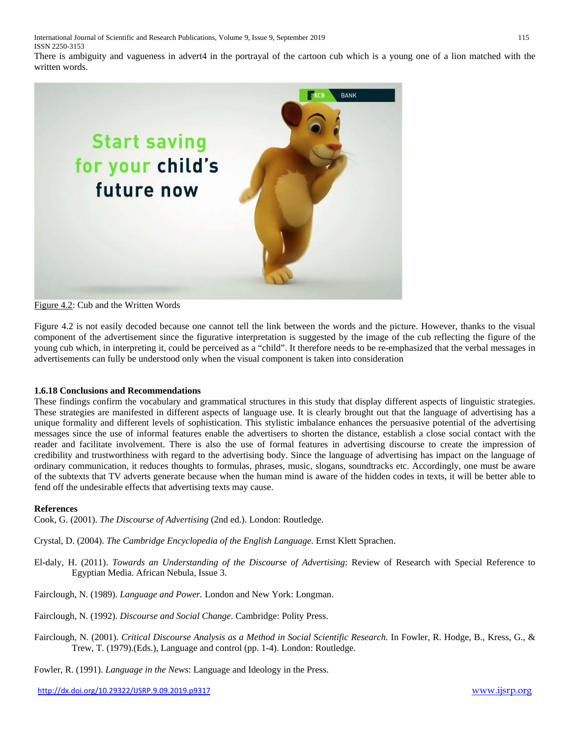There is ambiguity and vagueness in advert4 in the portrayal of the cartoon cub which is a young one of a lion matched with the written words.

Figure 4.2: Cub and the Written Words

Figure 4.2 is not easily decoded because one cannot tell the link between the words and the picture. However, thanks to the visual component of the advertisement since the figurative interpretation is suggested by the image of the cub reflecting the figure of the young cub which, in interpreting it, could be perceived as a "child". It therefore needs to be re-emphasized that the verbal messages in advertisements can fully be understood only when the visual component is taken into consideration

### 1.6.18 Conclusions and Recommendations

These findings confirm the vocabulary and grammatical structures in this study that display different aspects of linguistic strategies. These strategies are manifested in different aspects of language use. It is clearly brought out that the language of advertising has a unique formality and different levels of sophistication. This stylistic imbalance enhances the persuasive potential of the advertising messages since the use of informal features enable the advertisers to shorten the distance, establish a close social contact with the reader and facilitate involvement. There is also the use of formal features in advertising discourse to create the impression of credibility and trustworthiness with regard to the advertising body. Since the language of advertising has impact on the language of ordinary communication, it reduces thoughts to formulas, phrases, music, slogans, soundtracks etc. Accordingly, one must be aware of the subtexts that TV adverts generate because when the human mind is aware of the hidden codes in texts, it will be better able to fend off the undesirable effects that advertising texts may cause.

### References

Cook, G. (2001). *The Discourse of Advertising* (2nd ed.). London: Routledge.

Crystal, D. (2004). *The Cambridge Encyclopedia of the English Language*. Ernst Klett Sprachen.

El-daly, H. (2011). *Towards an Understanding of the Discourse of Advertising*: Review of Research with Special Reference to Egyptian Media. African Nebula, Issue 3.

Fairclough, N. (1989). *Language and Power.* London and New York: Longman.

Fairclough, N. (1992). *Discourse and Social Change*. Cambridge: Polity Press.

Fairclough, N. (2001). *Critical Discourse Analysis as a Method in Social Scientific Research.* In Fowler, R. Hodge, B., Kress, G., & Trew, T. (1979).(Eds.), Language and control (pp. 1-4). London: Routledge.

Fowler, R. (1991). *Language in the News*: Language and Ideology in the Press.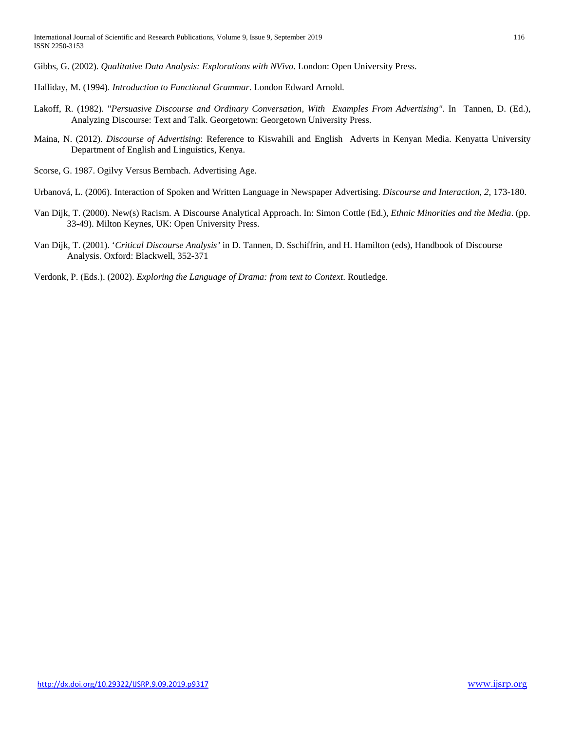Gibbs, G. (2002). *Qualitative Data Analysis: Explorations with NVivo*. London: Open University Press.

Halliday, M. (1994). *Introduction to Functional Grammar*. London Edward Arnold.

Lakoff, R. (1982). "*Persuasive Discourse and Ordinary Conversation, With Examples From Advertising".* In Tannen, D. (Ed.), Analyzing Discourse: Text and Talk. Georgetown: Georgetown University Press.

Maina, N. (2012). *Discourse of Advertising*: Reference to Kiswahili and English Adverts in Kenyan Media. Kenyatta University Department of English and Linguistics, Kenya.

Scorse, G. 1987. Ogilvy Versus Bernbach. Advertising Age.

Urbanová, L. (2006). Interaction of Spoken and Written Language in Newspaper Advertising. *Discourse and Interaction*, *2*, 173-180.

Van Dijk, T. (2000). New(s) Racism. A Discourse Analytical Approach. In: Simon Cottle (Ed.), *Ethnic Minorities and the Media*. (pp. 33-49). Milton Keynes, UK: Open University Press.

Van Dijk, T. (2001). '*Critical Discourse Analysis'* in D. Tannen, D. Sschiffrin, and H. Hamilton (eds), Handbook of Discourse Analysis. Oxford: Blackwell, 352-371

Verdonk, P. (Eds.). (2002). *Exploring the Language of Drama: from text to Context*. Routledge.